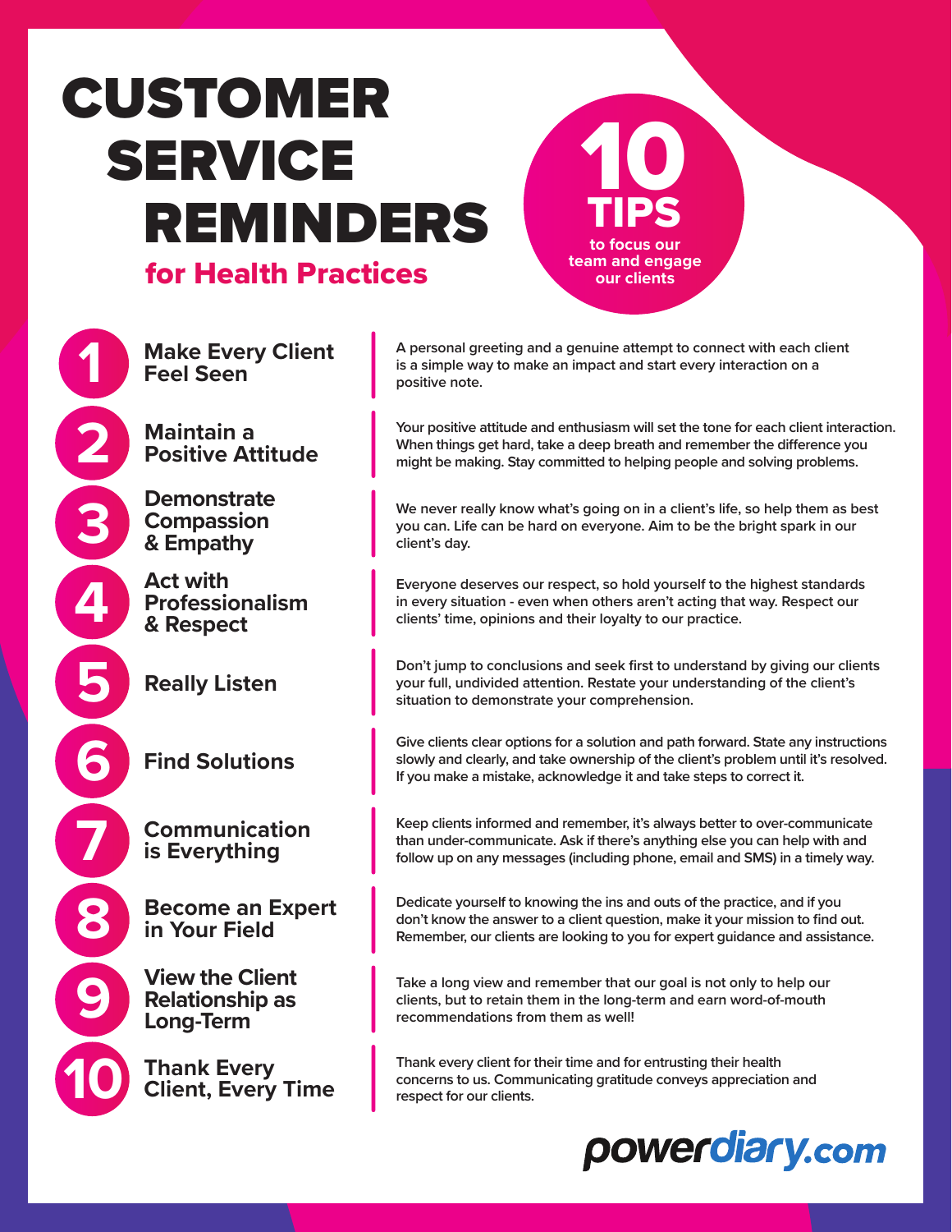# CUSTOMER SERVICE REMINDERS

## for Health Practices

**10 TIPS** to focus our team and engage our clients

### 1 Make Every Client Feel Seen

A personal greeting and a genuine attempt to connect with each client is a simple way to make an impact and start every interaction on a positive note.

### 2 Maintain a Positive Attitude

Your positive attitude and enthusiasm will set the tone for each client interaction. When things get hard, take a deep breath and remember the difference you might be making. Stay committed to helping people and solving problems.

### 3 Demonstrate Compassion & Empathy

We never really know what's going on in a client's life, so help them as best you can. Life can be hard on everyone. Aim to be the bright spark in our client's day.

### 4 Act with Professionalism & Respect

Everyone deserves our respect, so hold yourself to the highest standards in every situation - even when others aren't acting that way. Respect our clients' time, opinions and their loyalty to our practice.

### 5 Really Listen

Don't jump to conclusions and seek first to understand by giving our clients your full, undivided attention. Restate your understanding of the client's situation to demonstrate your comprehension.

### 6 Find Solutions

Give clients clear options for a solution and path forward. State any instructions slowly and clearly, and take ownership of the client's problem until it's resolved. If you make a mistake, acknowledge it and take steps to correct it.

### 7 Communication is Everything

Keep clients informed and remember, it's always better to over-communicate than under-communicate. Ask if there's anything else you can help with and follow up on any messages (including phone, email and SMS) in a timely way.

### 8 Become an Expert in Your Field

Dedicate yourself to knowing the ins and outs of the practice, and if you don't know the answer to a client question, make it your mission to find out. Remember, our clients are looking to you for expert guidance and assistance.

### 9 View the Client Relationship as Long-Term

Take a long view and remember that our goal is not only to help our clients, but to retain them in the long-term and earn word-of-mouth recommendations from them as well!

### 10 Thank Every Client, Every Time

Thank every client for their time and for entrusting their health concerns to us. Communicating gratitude conveys appreciation and respect for our clients.

powerdiary.com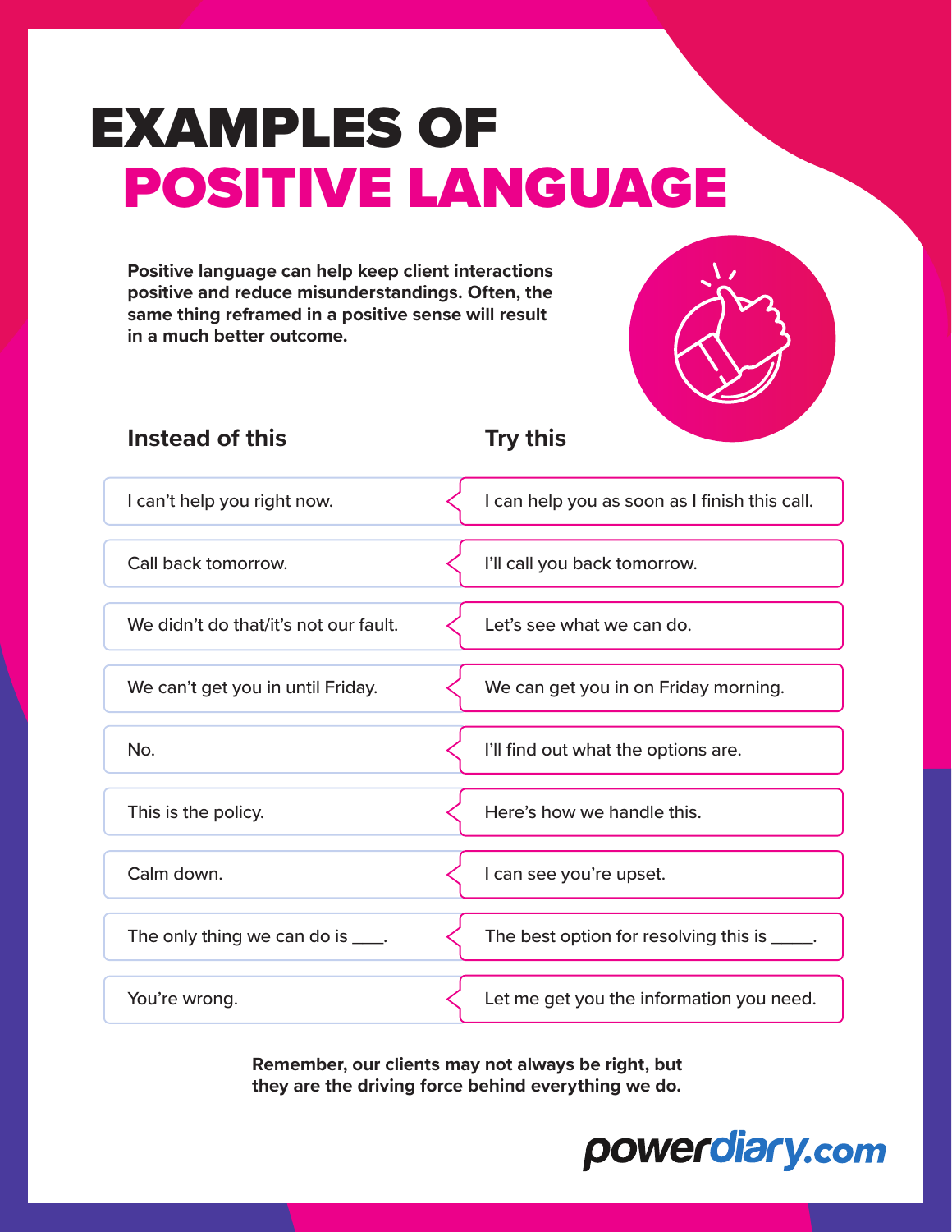# EXAMPLES OF POSITIVE LANGUAGE

**Positive language can help keep client interactions positive and reduce misunderstandings. Often, the same thing reframed in a positive sense will result in a much better outcome.**

| Instead of this | Try this |
|---|---|
| I can't help you right now. | I can help you as soon as I finish this call. |
| Call back tomorrow. | I'll call you back tomorrow. |
| We didn't do that/it's not our fault. | Let's see what we can do. |
| We can't get you in until Friday. | We can get you in on Friday morning. |
| No. | I'll find out what the options are. |
| This is the policy. | Here's how we handle this. |
| Calm down. | I can see you're upset. |
| The only thing we can do is ___. | The best option for resolving this is _____. |
| You're wrong. | Let me get you the information you need. |

**Remember, our clients may not always be right, but they are the driving force behind everything we do.**

powerdiary.com